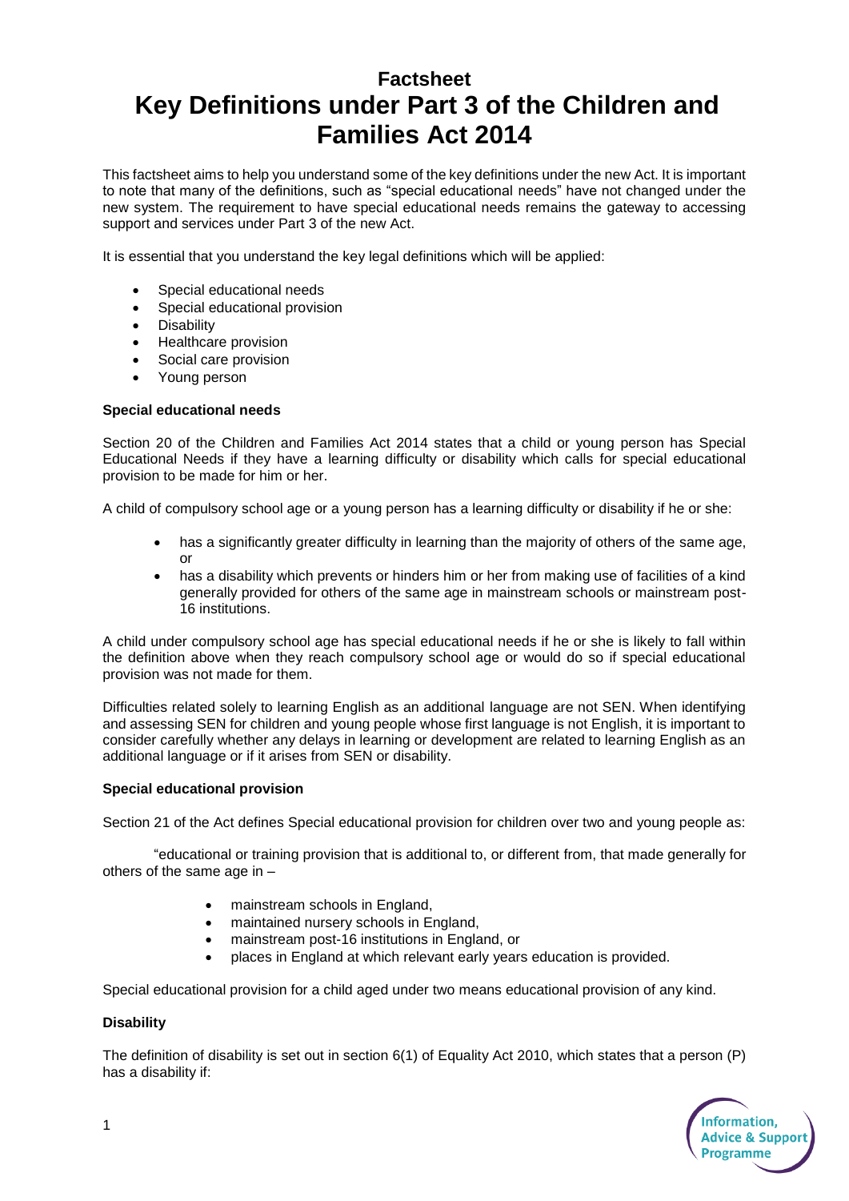# Factsheet
# Key Definitions under Part 3 of the Children and Families Act 2014

This factsheet aims to help you understand some of the key definitions under the new Act. It is important to note that many of the definitions, such as "special educational needs" have not changed under the new system. The requirement to have special educational needs remains the gateway to accessing support and services under Part 3 of the new Act.

It is essential that you understand the key legal definitions which will be applied:

- Special educational needs
- Special educational provision
- Disability
- Healthcare provision
- Social care provision
- Young person

**Special educational needs**

Section 20 of the Children and Families Act 2014 states that a child or young person has Special Educational Needs if they have a learning difficulty or disability which calls for special educational provision to be made for him or her.

A child of compulsory school age or a young person has a learning difficulty or disability if he or she:

- has a significantly greater difficulty in learning than the majority of others of the same age, or
- has a disability which prevents or hinders him or her from making use of facilities of a kind generally provided for others of the same age in mainstream schools or mainstream post-16 institutions.

A child under compulsory school age has special educational needs if he or she is likely to fall within the definition above when they reach compulsory school age or would do so if special educational provision was not made for them.

Difficulties related solely to learning English as an additional language are not SEN. When identifying and assessing SEN for children and young people whose first language is not English, it is important to consider carefully whether any delays in learning or development are related to learning English as an additional language or if it arises from SEN or disability.

**Special educational provision**

Section 21 of the Act defines Special educational provision for children over two and young people as:

"educational or training provision that is additional to, or different from, that made generally for others of the same age in –

- mainstream schools in England,
- maintained nursery schools in England,
- mainstream post-16 institutions in England, or
- places in England at which relevant early years education is provided.

Special educational provision for a child aged under two means educational provision of any kind.

**Disability**

The definition of disability is set out in section 6(1) of Equality Act 2010, which states that a person (P) has a disability if: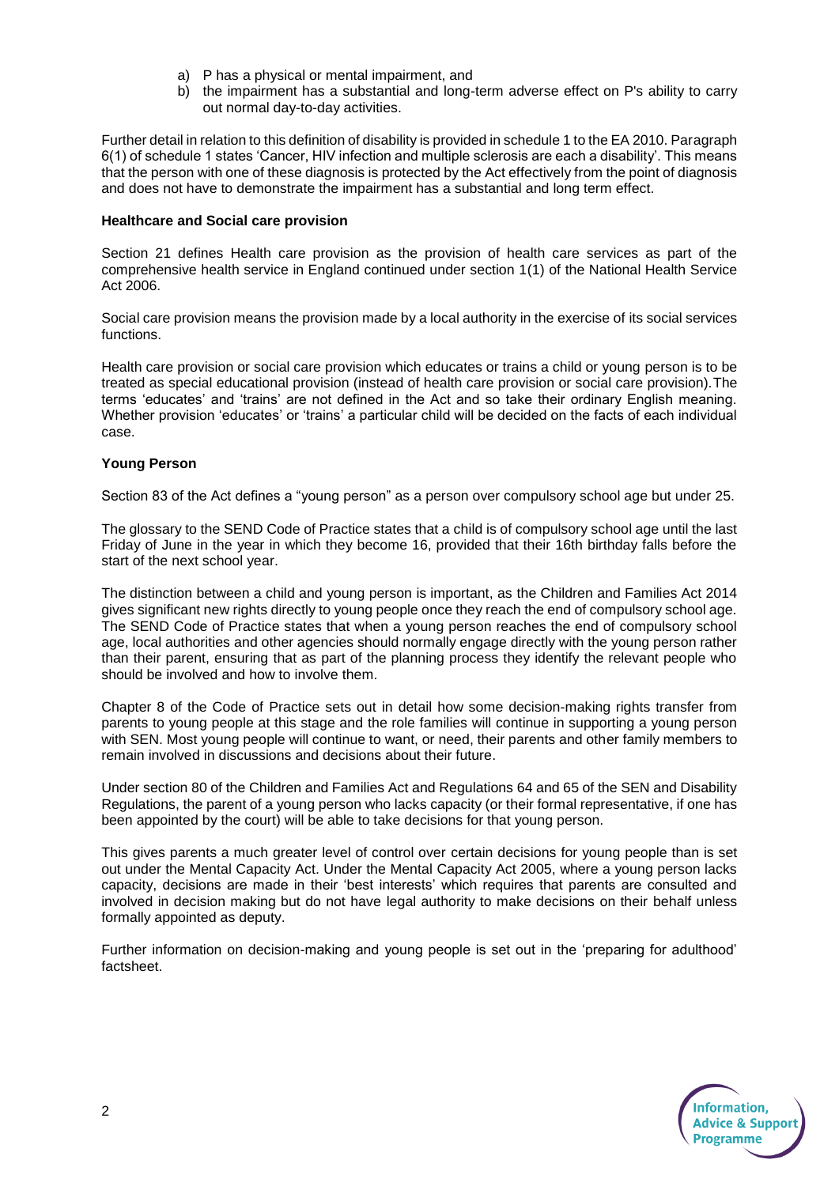a) P has a physical or mental impairment, and
b) the impairment has a substantial and long-term adverse effect on P's ability to carry out normal day-to-day activities.

Further detail in relation to this definition of disability is provided in schedule 1 to the EA 2010. Paragraph 6(1) of schedule 1 states 'Cancer, HIV infection and multiple sclerosis are each a disability'. This means that the person with one of these diagnosis is protected by the Act effectively from the point of diagnosis and does not have to demonstrate the impairment has a substantial and long term effect.

**Healthcare and Social care provision**

Section 21 defines Health care provision as the provision of health care services as part of the comprehensive health service in England continued under section 1(1) of the National Health Service Act 2006.

Social care provision means the provision made by a local authority in the exercise of its social services functions.

Health care provision or social care provision which educates or trains a child or young person is to be treated as special educational provision (instead of health care provision or social care provision).The terms 'educates' and 'trains' are not defined in the Act and so take their ordinary English meaning. Whether provision 'educates' or 'trains' a particular child will be decided on the facts of each individual case.

**Young Person**

Section 83 of the Act defines a "young person" as a person over compulsory school age but under 25.

The glossary to the SEND Code of Practice states that a child is of compulsory school age until the last Friday of June in the year in which they become 16, provided that their 16th birthday falls before the start of the next school year.

The distinction between a child and young person is important, as the Children and Families Act 2014 gives significant new rights directly to young people once they reach the end of compulsory school age. The SEND Code of Practice states that when a young person reaches the end of compulsory school age, local authorities and other agencies should normally engage directly with the young person rather than their parent, ensuring that as part of the planning process they identify the relevant people who should be involved and how to involve them.

Chapter 8 of the Code of Practice sets out in detail how some decision-making rights transfer from parents to young people at this stage and the role families will continue in supporting a young person with SEN. Most young people will continue to want, or need, their parents and other family members to remain involved in discussions and decisions about their future.

Under section 80 of the Children and Families Act and Regulations 64 and 65 of the SEN and Disability Regulations, the parent of a young person who lacks capacity (or their formal representative, if one has been appointed by the court) will be able to take decisions for that young person.

This gives parents a much greater level of control over certain decisions for young people than is set out under the Mental Capacity Act. Under the Mental Capacity Act 2005, where a young person lacks capacity, decisions are made in their 'best interests' which requires that parents are consulted and involved in decision making but do not have legal authority to make decisions on their behalf unless formally appointed as deputy.

Further information on decision-making and young people is set out in the 'preparing for adulthood' factsheet.